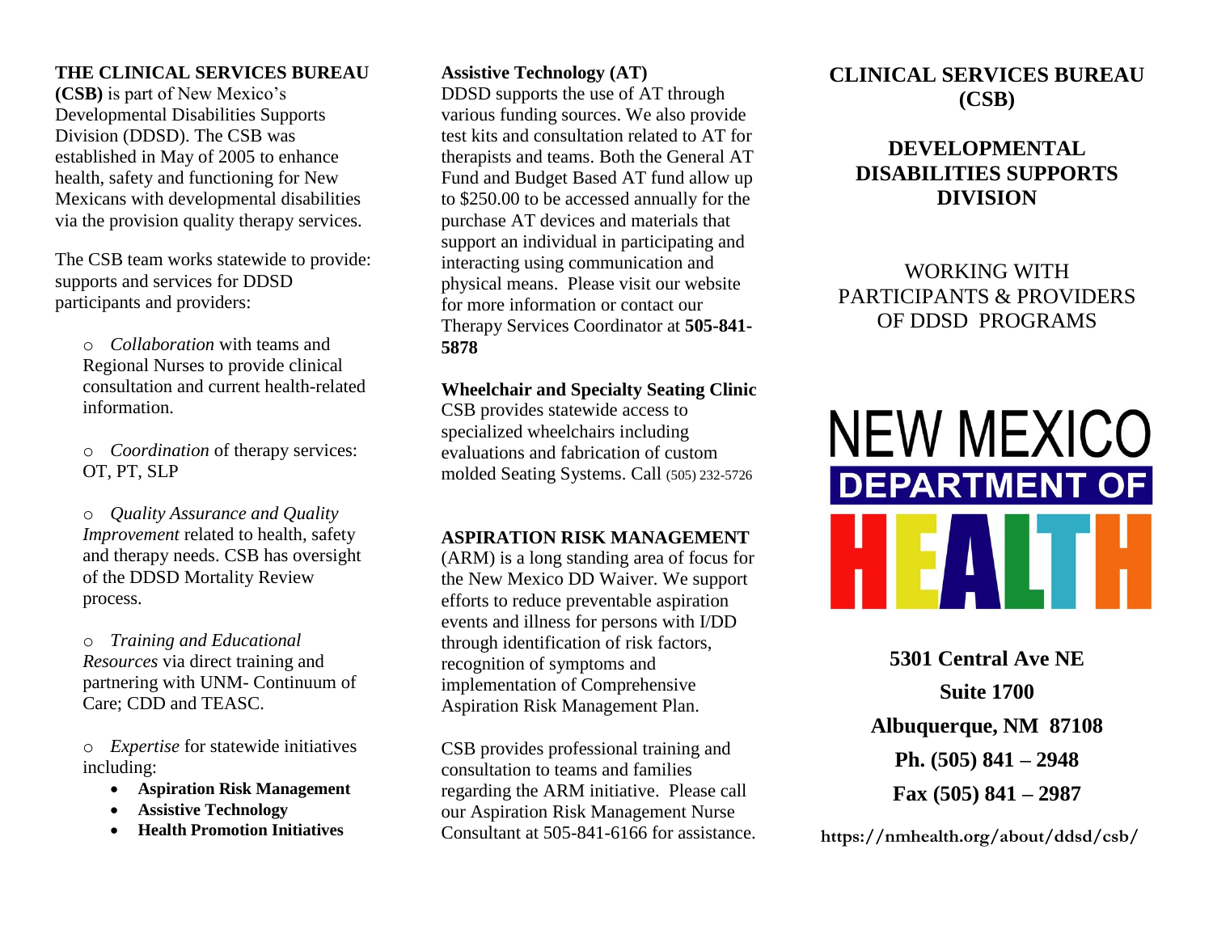**THE CLINICAL SERVICES BUREAU (CSB)** is part of New Mexico's Developmental Disabilities Supports Division (DDSD). The CSB was established in May of 2005 to enhance health, safety and functioning for New Mexicans with developmental disabilities via the provision quality therapy services.

The CSB team works statewide to provide: supports and services for DDSD participants and providers:

- *Collaboration* with teams and Regional Nurses to provide clinical consultation and current health-related information.
- *Coordination* of therapy services: OT, PT, SLP
- *Quality Assurance and Quality Improvement* related to health, safety and therapy needs. CSB has oversight of the DDSD Mortality Review process.
- *Training and Educational Resources* via direct training and partnering with UNM- Continuum of Care; CDD and TEASC.
- *Expertise* for statewide initiatives including:
  - **Aspiration Risk Management**
  - **Assistive Technology**
  - **Health Promotion Initiatives**

**Assistive Technology (AT)**
DDSD supports the use of AT through various funding sources. We also provide test kits and consultation related to AT for therapists and teams. Both the General AT Fund and Budget Based AT fund allow up to $250.00 to be accessed annually for the purchase AT devices and materials that support an individual in participating and interacting using communication and physical means. Please visit our website for more information or contact our Therapy Services Coordinator at **505-841-5878**

**Wheelchair and Specialty Seating Clinic**
CSB provides statewide access to specialized wheelchairs including evaluations and fabrication of custom molded Seating Systems. Call (505) 232-5726

**ASPIRATION RISK MANAGEMENT** (ARM) is a long standing area of focus for the New Mexico DD Waiver. We support efforts to reduce preventable aspiration events and illness for persons with I/DD through identification of risk factors, recognition of symptoms and implementation of Comprehensive Aspiration Risk Management Plan.

CSB provides professional training and consultation to teams and families regarding the ARM initiative. Please call our Aspiration Risk Management Nurse Consultant at 505-841-6166 for assistance.

# CLINICAL SERVICES BUREAU (CSB)

## DEVELOPMENTAL DISABILITIES SUPPORTS DIVISION

WORKING WITH PARTICIPANTS & PROVIDERS OF DDSD PROGRAMS

NEW MEXICO DEPARTMENT OF HEALTH

**5301 Central Ave NE**
**Suite 1700**
**Albuquerque, NM 87108**
**Ph. (505) 841 – 2948**
**Fax (505) 841 – 2987**

**https://nmhealth.org/about/ddsd/csb/**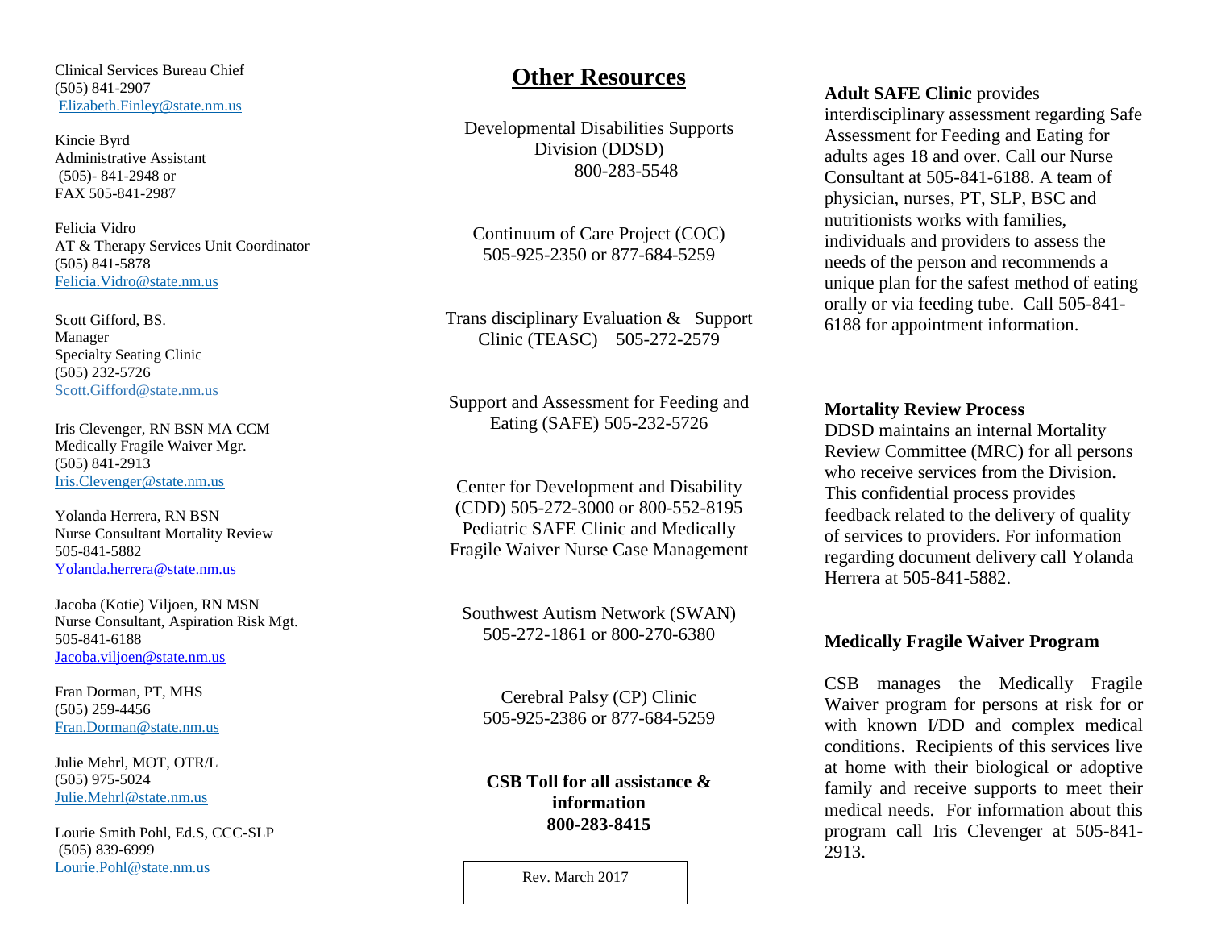Clinical Services Bureau Chief
(505) 841-2907
Elizabeth.Finley@state.nm.us

Kincie Byrd
Administrative Assistant
(505)- 841-2948 or
FAX 505-841-2987

Felicia Vidro
AT & Therapy Services Unit Coordinator
(505) 841-5878
Felicia.Vidro@state.nm.us

Scott Gifford, BS.
Manager
Specialty Seating Clinic
(505) 232-5726
Scott.Gifford@state.nm.us

Iris Clevenger, RN BSN MA CCM
Medically Fragile Waiver Mgr.
(505) 841-2913
Iris.Clevenger@state.nm.us

Yolanda Herrera, RN BSN
Nurse Consultant Mortality Review
505-841-5882
Yolanda.herrera@state.nm.us

Jacoba (Kotie) Viljoen, RN MSN
Nurse Consultant, Aspiration Risk Mgt.
505-841-6188
Jacoba.viljoen@state.nm.us

Fran Dorman, PT, MHS
(505) 259-4456
Fran.Dorman@state.nm.us

Julie Mehrl, MOT, OTR/L
(505) 975-5024
Julie.Mehrl@state.nm.us

Lourie Smith Pohl, Ed.S, CCC-SLP
(505) 839-6999
Lourie.Pohl@state.nm.us

## Other Resources

Developmental Disabilities Supports Division (DDSD)
800-283-5548

Continuum of Care Project (COC)
505-925-2350 or 877-684-5259

Trans disciplinary Evaluation & Support Clinic (TEASC) 505-272-2579

Support and Assessment for Feeding and Eating (SAFE) 505-232-5726

Center for Development and Disability (CDD) 505-272-3000 or 800-552-8195
Pediatric SAFE Clinic and Medically Fragile Waiver Nurse Case Management

Southwest Autism Network (SWAN)
505-272-1861 or 800-270-6380

Cerebral Palsy (CP) Clinic
505-925-2386 or 877-684-5259

**CSB Toll for all assistance & information**
**800-283-8415**

Rev. March 2017

**Adult SAFE Clinic** provides interdisciplinary assessment regarding Safe Assessment for Feeding and Eating for adults ages 18 and over. Call our Nurse Consultant at 505-841-6188. A team of physician, nurses, PT, SLP, BSC and nutritionists works with families, individuals and providers to assess the needs of the person and recommends a unique plan for the safest method of eating orally or via feeding tube. Call 505-841-6188 for appointment information.

**Mortality Review Process**

DDSD maintains an internal Mortality Review Committee (MRC) for all persons who receive services from the Division. This confidential process provides feedback related to the delivery of quality of services to providers. For information regarding document delivery call Yolanda Herrera at 505-841-5882.

**Medically Fragile Waiver Program**

CSB manages the Medically Fragile Waiver program for persons at risk for or with known I/DD and complex medical conditions. Recipients of this services live at home with their biological or adoptive family and receive supports to meet their medical needs. For information about this program call Iris Clevenger at 505-841-2913.